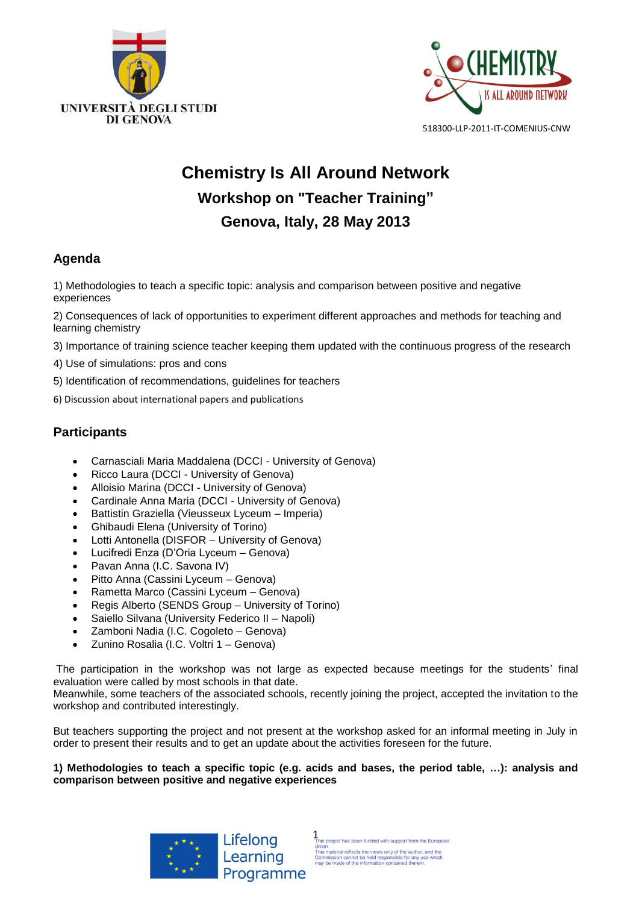UNIVERSITÀ DEGLI STUDI DI GENOVA

CHEMISTRY IS ALL AROUND NETWORK

518300-LLP-2011-IT-COMENIUS-CNW

# Chemistry Is All Around Network

## Workshop on "Teacher Training"

## Genova, Italy, 28 May 2013

### Agenda

1) Methodologies to teach a specific topic: analysis and comparison between positive and negative experiences

2) Consequences of lack of opportunities to experiment different approaches and methods for teaching and learning chemistry

3) Importance of training science teacher keeping them updated with the continuous progress of the research

4) Use of simulations: pros and cons

5) Identification of recommendations, guidelines for teachers

6) Discussion about international papers and publications

### Participants

- Carnasciali Maria Maddalena (DCCI - University of Genova)
- Ricco Laura (DCCI - University of Genova)
- Alloisio Marina (DCCI - University of Genova)
- Cardinale Anna Maria (DCCI - University of Genova)
- Battistin Graziella (Vieusseux Lyceum – Imperia)
- Ghibaudi Elena (University of Torino)
- Lotti Antonella (DISFOR – University of Genova)
- Lucifredi Enza (D'Oria Lyceum – Genova)
- Pavan Anna (I.C. Savona IV)
- Pitto Anna (Cassini Lyceum – Genova)
- Rametta Marco (Cassini Lyceum – Genova)
- Regis Alberto (SENDS Group – University of Torino)
- Saiello Silvana (University Federico II – Napoli)
- Zamboni Nadia (I.C. Cogoleto – Genova)
- Zunino Rosalia (I.C. Voltri 1 – Genova)

The participation in the workshop was not large as expected because meetings for the students' final evaluation were called by most schools in that date.
Meanwhile, some teachers of the associated schools, recently joining the project, accepted the invitation to the workshop and contributed interestingly.

But teachers supporting the project and not present at the workshop asked for an informal meeting in July in order to present their results and to get an update about the activities foreseen for the future.

**1) Methodologies to teach a specific topic (e.g. acids and bases, the period table, …): analysis and comparison between positive and negative experiences**

Lifelong Learning Programme

This project has been funded with support from the European Union.
This material reflects the views only of the author, and the Commission cannot be held responsible for any use which may be made of the information contained therein.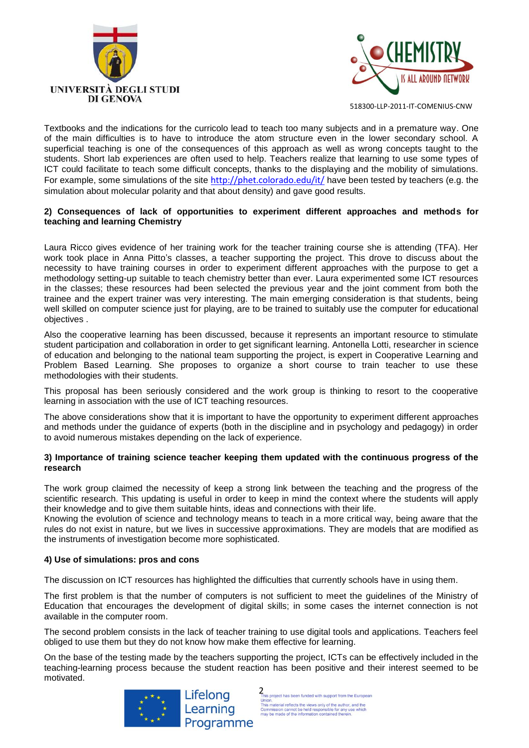Textbooks and the indications for the curricolo lead to teach too many subjects and in a premature way. One of the main difficulties is to have to introduce the atom structure even in the lower secondary school. A superficial teaching is one of the consequences of this approach as well as wrong concepts taught to the students. Short lab experiences are often used to help. Teachers realize that learning to use some types of ICT could facilitate to teach some difficult concepts, thanks to the displaying and the mobility of simulations. For example, some simulations of the site http://phet.colorado.edu/it/ have been tested by teachers (e.g. the simulation about molecular polarity and that about density) and gave good results.

**2) Consequences of lack of opportunities to experiment different approaches and methods for teaching and learning Chemistry**

Laura Ricco gives evidence of her training work for the teacher training course she is attending (TFA). Her work took place in Anna Pitto's classes, a teacher supporting the project. This drove to discuss about the necessity to have training courses in order to experiment different approaches with the purpose to get a methodology setting-up suitable to teach chemistry better than ever. Laura experimented some ICT resources in the classes; these resources had been selected the previous year and the joint comment from both the trainee and the expert trainer was very interesting. The main emerging consideration is that students, being well skilled on computer science just for playing, are to be trained to suitably use the computer for educational objectives .

Also the cooperative learning has been discussed, because it represents an important resource to stimulate student participation and collaboration in order to get significant learning. Antonella Lotti, researcher in science of education and belonging to the national team supporting the project, is expert in Cooperative Learning and Problem Based Learning. She proposes to organize a short course to train teacher to use these methodologies with their students.

This proposal has been seriously considered and the work group is thinking to resort to the cooperative learning in association with the use of ICT teaching resources.

The above considerations show that it is important to have the opportunity to experiment different approaches and methods under the guidance of experts (both in the discipline and in psychology and pedagogy) in order to avoid numerous mistakes depending on the lack of experience.

**3) Importance of training science teacher keeping them updated with the continuous progress of the research**

The work group claimed the necessity of keep a strong link between the teaching and the progress of the scientific research. This updating is useful in order to keep in mind the context where the students will apply their knowledge and to give them suitable hints, ideas and connections with their life.
Knowing the evolution of science and technology means to teach in a more critical way, being aware that the rules do not exist in nature, but we lives in successive approximations. They are models that are modified as the instruments of investigation become more sophisticated.

**4) Use of simulations: pros and cons**

The discussion on ICT resources has highlighted the difficulties that currently schools have in using them.

The first problem is that the number of computers is not sufficient to meet the guidelines of the Ministry of Education that encourages the development of digital skills; in some cases the internet connection is not available in the computer room.

The second problem consists in the lack of teacher training to use digital tools and applications. Teachers feel obliged to use them but they do not know how make them effective for learning.

On the base of the testing made by the teachers supporting the project, ICTs can be effectively included in the teaching-learning process because the student reaction has been positive and their interest seemed to be motivated.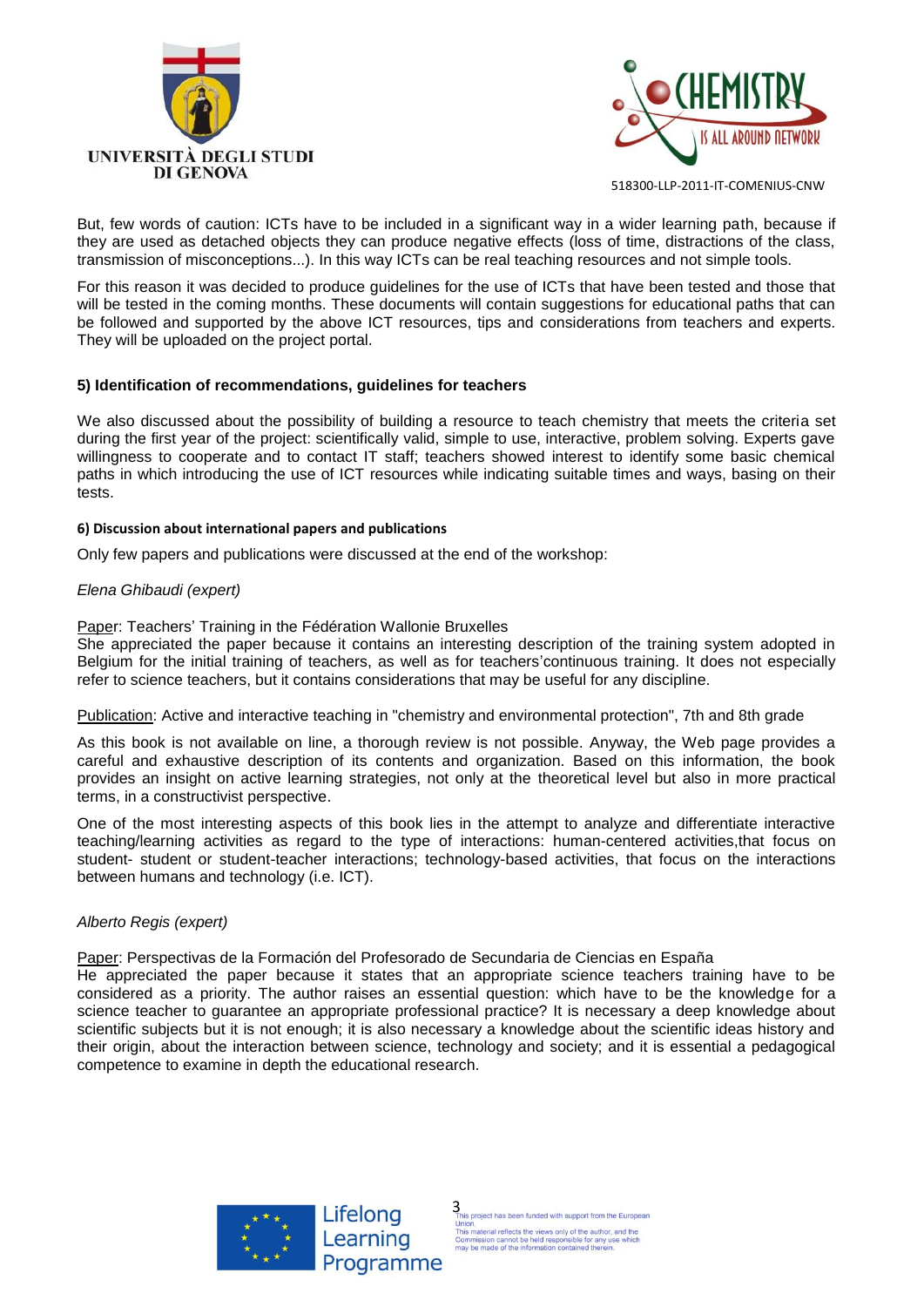But, few words of caution: ICTs have to be included in a significant way in a wider learning path, because if they are used as detached objects they can produce negative effects (loss of time, distractions of the class, transmission of misconceptions...). In this way ICTs can be real teaching resources and not simple tools.

For this reason it was decided to produce guidelines for the use of ICTs that have been tested and those that will be tested in the coming months. These documents will contain suggestions for educational paths that can be followed and supported by the above ICT resources, tips and considerations from teachers and experts. They will be uploaded on the project portal.

### 5) Identification of recommendations, guidelines for teachers

We also discussed about the possibility of building a resource to teach chemistry that meets the criteria set during the first year of the project: scientifically valid, simple to use, interactive, problem solving. Experts gave willingness to cooperate and to contact IT staff; teachers showed interest to identify some basic chemical paths in which introducing the use of ICT resources while indicating suitable times and ways, basing on their tests.

### 6) Discussion about international papers and publications

Only few papers and publications were discussed at the end of the workshop:

*Elena Ghibaudi (expert)*

Paper: Teachers' Training in the Fédération Wallonie Bruxelles
She appreciated the paper because it contains an interesting description of the training system adopted in Belgium for the initial training of teachers, as well as for teachers'continuous training. It does not especially refer to science teachers, but it contains considerations that may be useful for any discipline.

Publication: Active and interactive teaching in "chemistry and environmental protection", 7th and 8th grade

As this book is not available on line, a thorough review is not possible. Anyway, the Web page provides a careful and exhaustive description of its contents and organization. Based on this information, the book provides an insight on active learning strategies, not only at the theoretical level but also in more practical terms, in a constructivist perspective.

One of the most interesting aspects of this book lies in the attempt to analyze and differentiate interactive teaching/learning activities as regard to the type of interactions: human-centered activities,that focus on student- student or student-teacher interactions; technology-based activities, that focus on the interactions between humans and technology (i.e. ICT).

*Alberto Regis (expert)*

Paper: Perspectivas de la Formación del Profesorado de Secundaria de Ciencias en España
He appreciated the paper because it states that an appropriate science teachers training have to be considered as a priority. The author raises an essential question: which have to be the knowledge for a science teacher to guarantee an appropriate professional practice? It is necessary a deep knowledge about scientific subjects but it is not enough; it is also necessary a knowledge about the scientific ideas history and their origin, about the interaction between science, technology and society; and it is essential a pedagogical competence to examine in depth the educational research.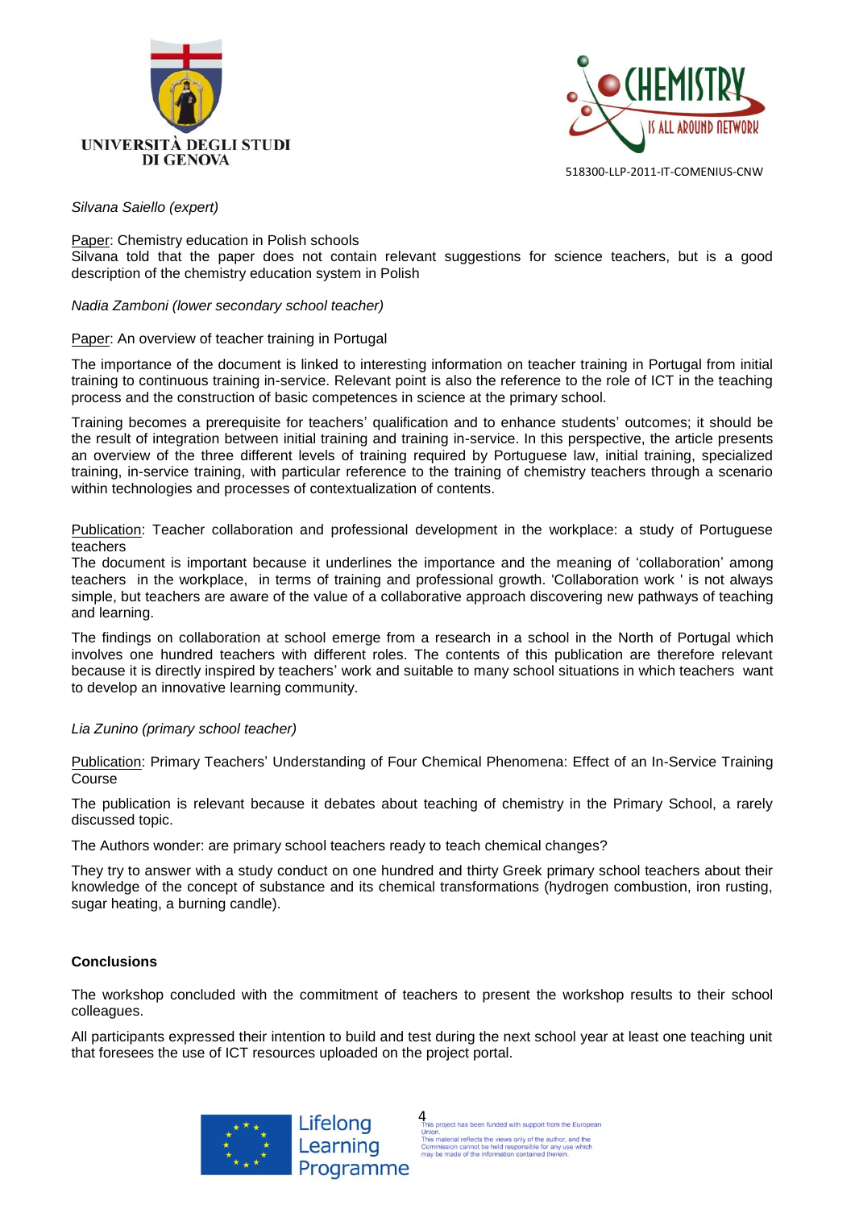*Silvana Saiello (expert)*

Paper: Chemistry education in Polish schools
Silvana told that the paper does not contain relevant suggestions for science teachers, but is a good description of the chemistry education system in Polish

*Nadia Zamboni (lower secondary school teacher)*

Paper: An overview of teacher training in Portugal

The importance of the document is linked to interesting information on teacher training in Portugal from initial training to continuous training in-service. Relevant point is also the reference to the role of ICT in the teaching process and the construction of basic competences in science at the primary school.

Training becomes a prerequisite for teachers' qualification and to enhance students' outcomes; it should be the result of integration between initial training and training in-service. In this perspective, the article presents an overview of the three different levels of training required by Portuguese law, initial training, specialized training, in-service training, with particular reference to the training of chemistry teachers through a scenario within technologies and processes of contextualization of contents.

Publication: Teacher collaboration and professional development in the workplace: a study of Portuguese teachers
The document is important because it underlines the importance and the meaning of 'collaboration' among teachers in the workplace, in terms of training and professional growth. 'Collaboration work ' is not always simple, but teachers are aware of the value of a collaborative approach discovering new pathways of teaching and learning.

The findings on collaboration at school emerge from a research in a school in the North of Portugal which involves one hundred teachers with different roles. The contents of this publication are therefore relevant because it is directly inspired by teachers' work and suitable to many school situations in which teachers want to develop an innovative learning community.

*Lia Zunino (primary school teacher)*

Publication: Primary Teachers' Understanding of Four Chemical Phenomena: Effect of an In-Service Training Course

The publication is relevant because it debates about teaching of chemistry in the Primary School, a rarely discussed topic.

The Authors wonder: are primary school teachers ready to teach chemical changes?

They try to answer with a study conduct on one hundred and thirty Greek primary school teachers about their knowledge of the concept of substance and its chemical transformations (hydrogen combustion, iron rusting, sugar heating, a burning candle).

**Conclusions**

The workshop concluded with the commitment of teachers to present the workshop results to their school colleagues.

All participants expressed their intention to build and test during the next school year at least one teaching unit that foresees the use of ICT resources uploaded on the project portal.